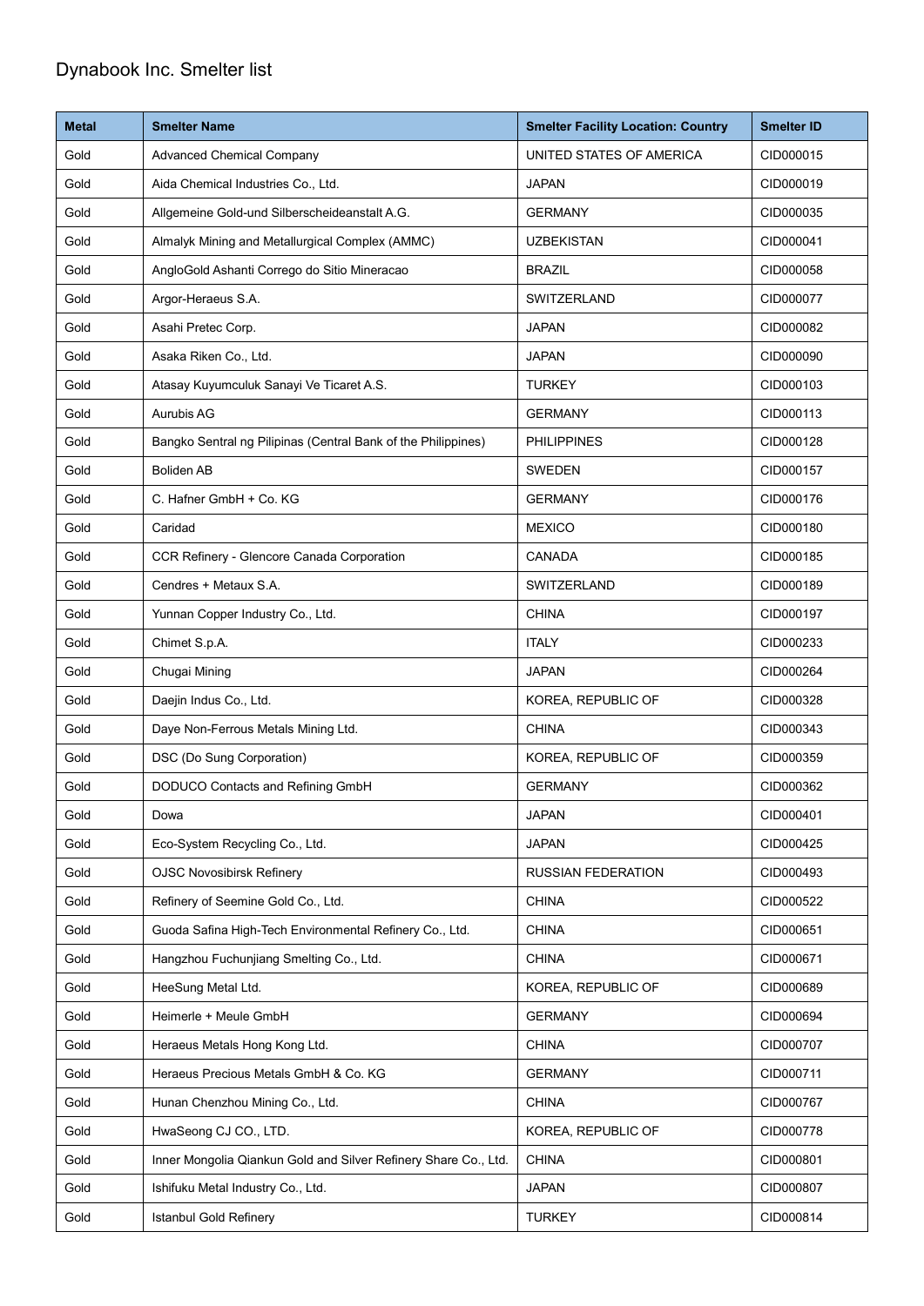# Dynabook Inc. Smelter list

| Metal | Smelter Name | Smelter Facility Location: Country | Smelter ID |
|---|---|---|---|
| Gold | Advanced Chemical Company | UNITED STATES OF AMERICA | CID000015 |
| Gold | Aida Chemical Industries Co., Ltd. | JAPAN | CID000019 |
| Gold | Allgemeine Gold-und Silberscheideanstalt A.G. | GERMANY | CID000035 |
| Gold | Almalyk Mining and Metallurgical Complex (AMMC) | UZBEKISTAN | CID000041 |
| Gold | AngloGold Ashanti Corrego do Sitio Mineracao | BRAZIL | CID000058 |
| Gold | Argor-Heraeus S.A. | SWITZERLAND | CID000077 |
| Gold | Asahi Pretec Corp. | JAPAN | CID000082 |
| Gold | Asaka Riken Co., Ltd. | JAPAN | CID000090 |
| Gold | Atasay Kuyumculuk Sanayi Ve Ticaret A.S. | TURKEY | CID000103 |
| Gold | Aurubis AG | GERMANY | CID000113 |
| Gold | Bangko Sentral ng Pilipinas (Central Bank of the Philippines) | PHILIPPINES | CID000128 |
| Gold | Boliden AB | SWEDEN | CID000157 |
| Gold | C. Hafner GmbH + Co. KG | GERMANY | CID000176 |
| Gold | Caridad | MEXICO | CID000180 |
| Gold | CCR Refinery - Glencore Canada Corporation | CANADA | CID000185 |
| Gold | Cendres + Metaux S.A. | SWITZERLAND | CID000189 |
| Gold | Yunnan Copper Industry Co., Ltd. | CHINA | CID000197 |
| Gold | Chimet S.p.A. | ITALY | CID000233 |
| Gold | Chugai Mining | JAPAN | CID000264 |
| Gold | Daejin Indus Co., Ltd. | KOREA, REPUBLIC OF | CID000328 |
| Gold | Daye Non-Ferrous Metals Mining Ltd. | CHINA | CID000343 |
| Gold | DSC (Do Sung Corporation) | KOREA, REPUBLIC OF | CID000359 |
| Gold | DODUCO Contacts and Refining GmbH | GERMANY | CID000362 |
| Gold | Dowa | JAPAN | CID000401 |
| Gold | Eco-System Recycling Co., Ltd. | JAPAN | CID000425 |
| Gold | OJSC Novosibirsk Refinery | RUSSIAN FEDERATION | CID000493 |
| Gold | Refinery of Seemine Gold Co., Ltd. | CHINA | CID000522 |
| Gold | Guoda Safina High-Tech Environmental Refinery Co., Ltd. | CHINA | CID000651 |
| Gold | Hangzhou Fuchunjiang Smelting Co., Ltd. | CHINA | CID000671 |
| Gold | HeeSung Metal Ltd. | KOREA, REPUBLIC OF | CID000689 |
| Gold | Heimerle + Meule GmbH | GERMANY | CID000694 |
| Gold | Heraeus Metals Hong Kong Ltd. | CHINA | CID000707 |
| Gold | Heraeus Precious Metals GmbH & Co. KG | GERMANY | CID000711 |
| Gold | Hunan Chenzhou Mining Co., Ltd. | CHINA | CID000767 |
| Gold | HwaSeong CJ CO., LTD. | KOREA, REPUBLIC OF | CID000778 |
| Gold | Inner Mongolia Qiankun Gold and Silver Refinery Share Co., Ltd. | CHINA | CID000801 |
| Gold | Ishifuku Metal Industry Co., Ltd. | JAPAN | CID000807 |
| Gold | Istanbul Gold Refinery | TURKEY | CID000814 |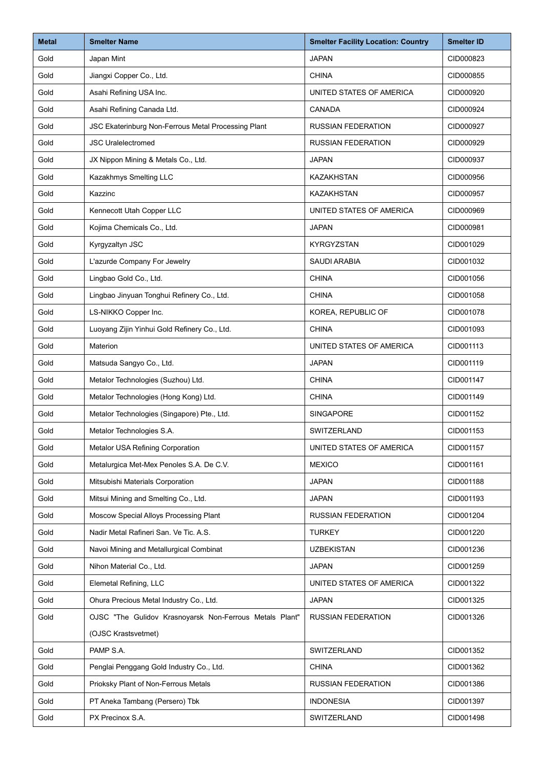| Metal | Smelter Name | Smelter Facility Location: Country | Smelter ID |
|---|---|---|---|
| Gold | Japan Mint | JAPAN | CID000823 |
| Gold | Jiangxi Copper Co., Ltd. | CHINA | CID000855 |
| Gold | Asahi Refining USA Inc. | UNITED STATES OF AMERICA | CID000920 |
| Gold | Asahi Refining Canada Ltd. | CANADA | CID000924 |
| Gold | JSC Ekaterinburg Non-Ferrous Metal Processing Plant | RUSSIAN FEDERATION | CID000927 |
| Gold | JSC Uralelectromed | RUSSIAN FEDERATION | CID000929 |
| Gold | JX Nippon Mining & Metals Co., Ltd. | JAPAN | CID000937 |
| Gold | Kazakhmys Smelting LLC | KAZAKHSTAN | CID000956 |
| Gold | Kazzinc | KAZAKHSTAN | CID000957 |
| Gold | Kennecott Utah Copper LLC | UNITED STATES OF AMERICA | CID000969 |
| Gold | Kojima Chemicals Co., Ltd. | JAPAN | CID000981 |
| Gold | Kyrgyzaltyn JSC | KYRGYZSTAN | CID001029 |
| Gold | L'azurde Company For Jewelry | SAUDI ARABIA | CID001032 |
| Gold | Lingbao Gold Co., Ltd. | CHINA | CID001056 |
| Gold | Lingbao Jinyuan Tonghui Refinery Co., Ltd. | CHINA | CID001058 |
| Gold | LS-NIKKO Copper Inc. | KOREA, REPUBLIC OF | CID001078 |
| Gold | Luoyang Zijin Yinhui Gold Refinery Co., Ltd. | CHINA | CID001093 |
| Gold | Materion | UNITED STATES OF AMERICA | CID001113 |
| Gold | Matsuda Sangyo Co., Ltd. | JAPAN | CID001119 |
| Gold | Metalor Technologies (Suzhou) Ltd. | CHINA | CID001147 |
| Gold | Metalor Technologies (Hong Kong) Ltd. | CHINA | CID001149 |
| Gold | Metalor Technologies (Singapore) Pte., Ltd. | SINGAPORE | CID001152 |
| Gold | Metalor Technologies S.A. | SWITZERLAND | CID001153 |
| Gold | Metalor USA Refining Corporation | UNITED STATES OF AMERICA | CID001157 |
| Gold | Metalurgica Met-Mex Penoles S.A. De C.V. | MEXICO | CID001161 |
| Gold | Mitsubishi Materials Corporation | JAPAN | CID001188 |
| Gold | Mitsui Mining and Smelting Co., Ltd. | JAPAN | CID001193 |
| Gold | Moscow Special Alloys Processing Plant | RUSSIAN FEDERATION | CID001204 |
| Gold | Nadir Metal Rafineri San. Ve Tic. A.S. | TURKEY | CID001220 |
| Gold | Navoi Mining and Metallurgical Combinat | UZBEKISTAN | CID001236 |
| Gold | Nihon Material Co., Ltd. | JAPAN | CID001259 |
| Gold | Elemetal Refining, LLC | UNITED STATES OF AMERICA | CID001322 |
| Gold | Ohura Precious Metal Industry Co., Ltd. | JAPAN | CID001325 |
| Gold | OJSC "The Gulidov Krasnoyarsk Non-Ferrous Metals Plant" (OJSC Krastsvetmet) | RUSSIAN FEDERATION | CID001326 |
| Gold | PAMP S.A. | SWITZERLAND | CID001352 |
| Gold | Penglai Penggang Gold Industry Co., Ltd. | CHINA | CID001362 |
| Gold | Prioksky Plant of Non-Ferrous Metals | RUSSIAN FEDERATION | CID001386 |
| Gold | PT Aneka Tambang (Persero) Tbk | INDONESIA | CID001397 |
| Gold | PX Precinox S.A. | SWITZERLAND | CID001498 |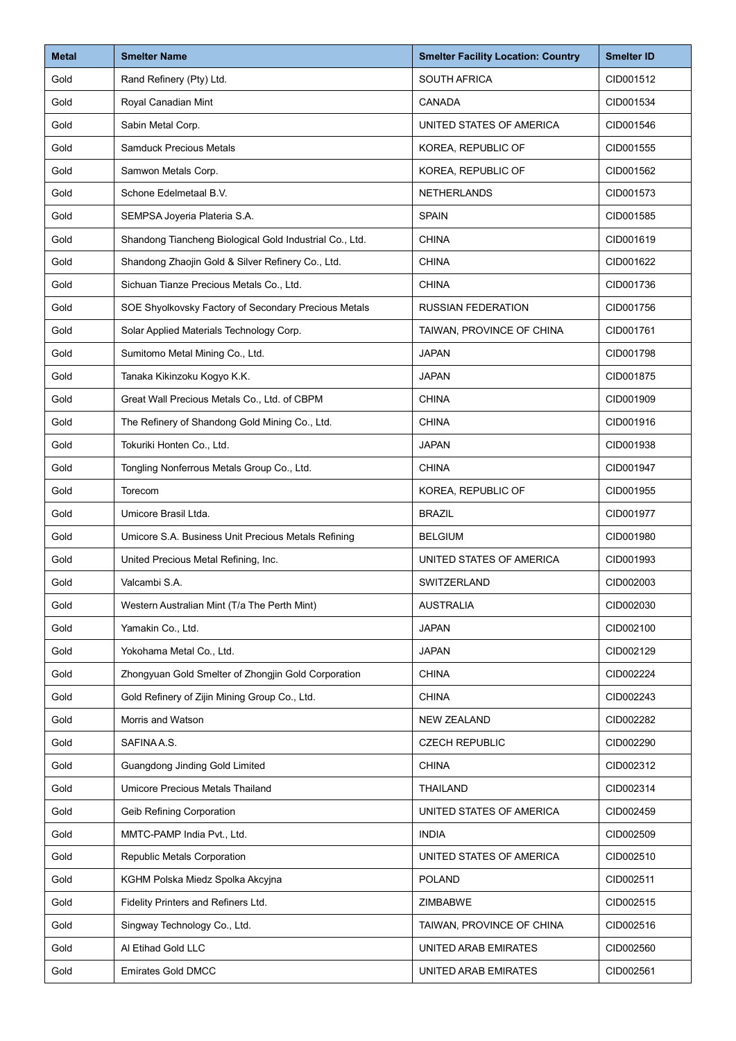| Metal | Smelter Name | Smelter Facility Location: Country | Smelter ID |
|---|---|---|---|
| Gold | Rand Refinery (Pty) Ltd. | SOUTH AFRICA | CID001512 |
| Gold | Royal Canadian Mint | CANADA | CID001534 |
| Gold | Sabin Metal Corp. | UNITED STATES OF AMERICA | CID001546 |
| Gold | Samduck Precious Metals | KOREA, REPUBLIC OF | CID001555 |
| Gold | Samwon Metals Corp. | KOREA, REPUBLIC OF | CID001562 |
| Gold | Schone Edelmetaal B.V. | NETHERLANDS | CID001573 |
| Gold | SEMPSA Joyeria Plateria S.A. | SPAIN | CID001585 |
| Gold | Shandong Tiancheng Biological Gold Industrial Co., Ltd. | CHINA | CID001619 |
| Gold | Shandong Zhaojin Gold & Silver Refinery Co., Ltd. | CHINA | CID001622 |
| Gold | Sichuan Tianze Precious Metals Co., Ltd. | CHINA | CID001736 |
| Gold | SOE Shyolkovsky Factory of Secondary Precious Metals | RUSSIAN FEDERATION | CID001756 |
| Gold | Solar Applied Materials Technology Corp. | TAIWAN, PROVINCE OF CHINA | CID001761 |
| Gold | Sumitomo Metal Mining Co., Ltd. | JAPAN | CID001798 |
| Gold | Tanaka Kikinzoku Kogyo K.K. | JAPAN | CID001875 |
| Gold | Great Wall Precious Metals Co., Ltd. of CBPM | CHINA | CID001909 |
| Gold | The Refinery of Shandong Gold Mining Co., Ltd. | CHINA | CID001916 |
| Gold | Tokuriki Honten Co., Ltd. | JAPAN | CID001938 |
| Gold | Tongling Nonferrous Metals Group Co., Ltd. | CHINA | CID001947 |
| Gold | Torecom | KOREA, REPUBLIC OF | CID001955 |
| Gold | Umicore Brasil Ltda. | BRAZIL | CID001977 |
| Gold | Umicore S.A. Business Unit Precious Metals Refining | BELGIUM | CID001980 |
| Gold | United Precious Metal Refining, Inc. | UNITED STATES OF AMERICA | CID001993 |
| Gold | Valcambi S.A. | SWITZERLAND | CID002003 |
| Gold | Western Australian Mint (T/a The Perth Mint) | AUSTRALIA | CID002030 |
| Gold | Yamakin Co., Ltd. | JAPAN | CID002100 |
| Gold | Yokohama Metal Co., Ltd. | JAPAN | CID002129 |
| Gold | Zhongyuan Gold Smelter of Zhongjin Gold Corporation | CHINA | CID002224 |
| Gold | Gold Refinery of Zijin Mining Group Co., Ltd. | CHINA | CID002243 |
| Gold | Morris and Watson | NEW ZEALAND | CID002282 |
| Gold | SAFINA A.S. | CZECH REPUBLIC | CID002290 |
| Gold | Guangdong Jinding Gold Limited | CHINA | CID002312 |
| Gold | Umicore Precious Metals Thailand | THAILAND | CID002314 |
| Gold | Geib Refining Corporation | UNITED STATES OF AMERICA | CID002459 |
| Gold | MMTC-PAMP India Pvt., Ltd. | INDIA | CID002509 |
| Gold | Republic Metals Corporation | UNITED STATES OF AMERICA | CID002510 |
| Gold | KGHM Polska Miedz Spolka Akcyjna | POLAND | CID002511 |
| Gold | Fidelity Printers and Refiners Ltd. | ZIMBABWE | CID002515 |
| Gold | Singway Technology Co., Ltd. | TAIWAN, PROVINCE OF CHINA | CID002516 |
| Gold | Al Etihad Gold LLC | UNITED ARAB EMIRATES | CID002560 |
| Gold | Emirates Gold DMCC | UNITED ARAB EMIRATES | CID002561 |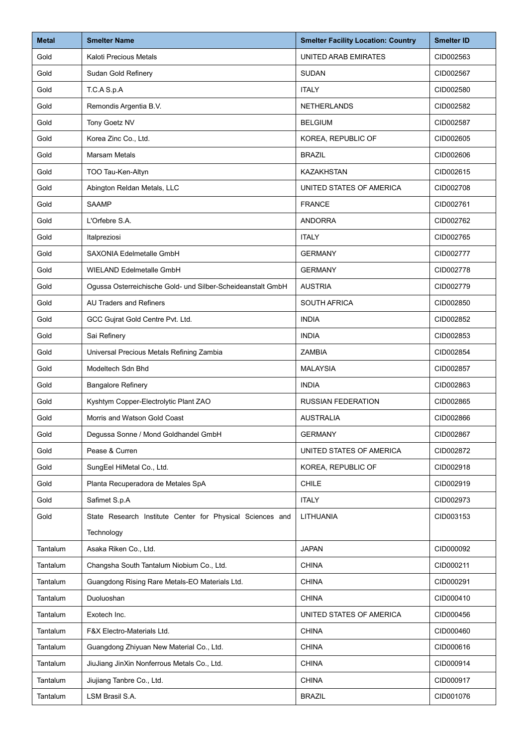| Metal | Smelter Name | Smelter Facility Location: Country | Smelter ID |
|---|---|---|---|
| Gold | Kaloti Precious Metals | UNITED ARAB EMIRATES | CID002563 |
| Gold | Sudan Gold Refinery | SUDAN | CID002567 |
| Gold | T.C.A S.p.A | ITALY | CID002580 |
| Gold | Remondis Argentia B.V. | NETHERLANDS | CID002582 |
| Gold | Tony Goetz NV | BELGIUM | CID002587 |
| Gold | Korea Zinc Co., Ltd. | KOREA, REPUBLIC OF | CID002605 |
| Gold | Marsam Metals | BRAZIL | CID002606 |
| Gold | TOO Tau-Ken-Altyn | KAZAKHSTAN | CID002615 |
| Gold | Abington Reldan Metals, LLC | UNITED STATES OF AMERICA | CID002708 |
| Gold | SAAMP | FRANCE | CID002761 |
| Gold | L'Orfebre S.A. | ANDORRA | CID002762 |
| Gold | Italpreziosi | ITALY | CID002765 |
| Gold | SAXONIA Edelmetalle GmbH | GERMANY | CID002777 |
| Gold | WIELAND Edelmetalle GmbH | GERMANY | CID002778 |
| Gold | Ogussa Osterreichische Gold- und Silber-Scheideanstalt GmbH | AUSTRIA | CID002779 |
| Gold | AU Traders and Refiners | SOUTH AFRICA | CID002850 |
| Gold | GCC Gujrat Gold Centre Pvt. Ltd. | INDIA | CID002852 |
| Gold | Sai Refinery | INDIA | CID002853 |
| Gold | Universal Precious Metals Refining Zambia | ZAMBIA | CID002854 |
| Gold | Modeltech Sdn Bhd | MALAYSIA | CID002857 |
| Gold | Bangalore Refinery | INDIA | CID002863 |
| Gold | Kyshtym Copper-Electrolytic Plant ZAO | RUSSIAN FEDERATION | CID002865 |
| Gold | Morris and Watson Gold Coast | AUSTRALIA | CID002866 |
| Gold | Degussa Sonne / Mond Goldhandel GmbH | GERMANY | CID002867 |
| Gold | Pease & Curren | UNITED STATES OF AMERICA | CID002872 |
| Gold | SungEel HiMetal Co., Ltd. | KOREA, REPUBLIC OF | CID002918 |
| Gold | Planta Recuperadora de Metales SpA | CHILE | CID002919 |
| Gold | Safimet S.p.A | ITALY | CID002973 |
| Gold | State Research Institute Center for Physical Sciences and Technology | LITHUANIA | CID003153 |
| Tantalum | Asaka Riken Co., Ltd. | JAPAN | CID000092 |
| Tantalum | Changsha South Tantalum Niobium Co., Ltd. | CHINA | CID000211 |
| Tantalum | Guangdong Rising Rare Metals-EO Materials Ltd. | CHINA | CID000291 |
| Tantalum | Duoluoshan | CHINA | CID000410 |
| Tantalum | Exotech Inc. | UNITED STATES OF AMERICA | CID000456 |
| Tantalum | F&X Electro-Materials Ltd. | CHINA | CID000460 |
| Tantalum | Guangdong Zhiyuan New Material Co., Ltd. | CHINA | CID000616 |
| Tantalum | JiuJiang JinXin Nonferrous Metals Co., Ltd. | CHINA | CID000914 |
| Tantalum | Jiujiang Tanbre Co., Ltd. | CHINA | CID000917 |
| Tantalum | LSM Brasil S.A. | BRAZIL | CID001076 |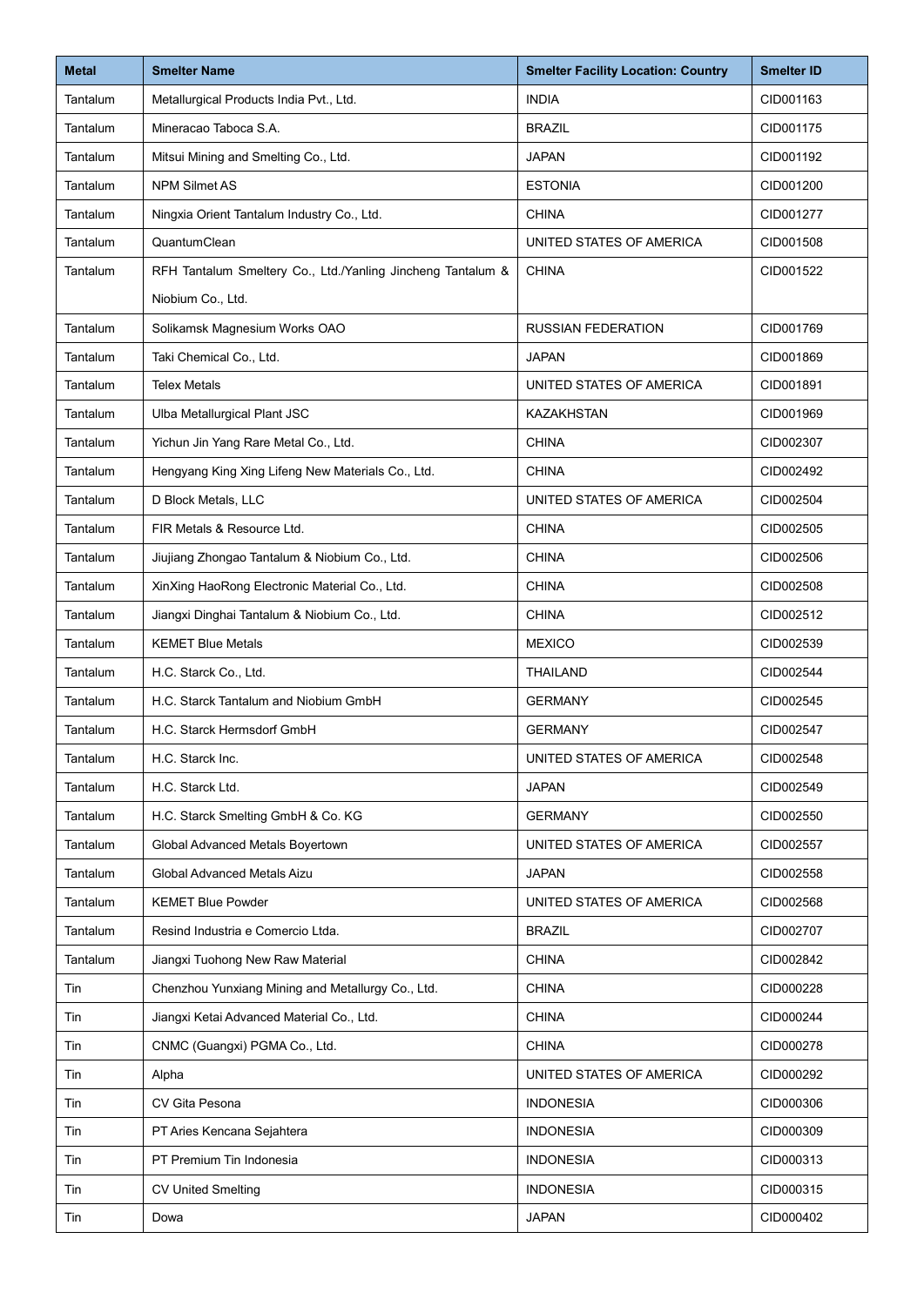| Metal | Smelter Name | Smelter Facility Location: Country | Smelter ID |
|---|---|---|---|
| Tantalum | Metallurgical Products India Pvt., Ltd. | INDIA | CID001163 |
| Tantalum | Mineracao Taboca S.A. | BRAZIL | CID001175 |
| Tantalum | Mitsui Mining and Smelting Co., Ltd. | JAPAN | CID001192 |
| Tantalum | NPM Silmet AS | ESTONIA | CID001200 |
| Tantalum | Ningxia Orient Tantalum Industry Co., Ltd. | CHINA | CID001277 |
| Tantalum | QuantumClean | UNITED STATES OF AMERICA | CID001508 |
| Tantalum | RFH Tantalum Smeltery Co., Ltd./Yanling Jincheng Tantalum & Niobium Co., Ltd. | CHINA | CID001522 |
| Tantalum | Solikamsk Magnesium Works OAO | RUSSIAN FEDERATION | CID001769 |
| Tantalum | Taki Chemical Co., Ltd. | JAPAN | CID001869 |
| Tantalum | Telex Metals | UNITED STATES OF AMERICA | CID001891 |
| Tantalum | Ulba Metallurgical Plant JSC | KAZAKHSTAN | CID001969 |
| Tantalum | Yichun Jin Yang Rare Metal Co., Ltd. | CHINA | CID002307 |
| Tantalum | Hengyang King Xing Lifeng New Materials Co., Ltd. | CHINA | CID002492 |
| Tantalum | D Block Metals, LLC | UNITED STATES OF AMERICA | CID002504 |
| Tantalum | FIR Metals & Resource Ltd. | CHINA | CID002505 |
| Tantalum | Jiujiang Zhongao Tantalum & Niobium Co., Ltd. | CHINA | CID002506 |
| Tantalum | XinXing HaoRong Electronic Material Co., Ltd. | CHINA | CID002508 |
| Tantalum | Jiangxi Dinghai Tantalum & Niobium Co., Ltd. | CHINA | CID002512 |
| Tantalum | KEMET Blue Metals | MEXICO | CID002539 |
| Tantalum | H.C. Starck Co., Ltd. | THAILAND | CID002544 |
| Tantalum | H.C. Starck Tantalum and Niobium GmbH | GERMANY | CID002545 |
| Tantalum | H.C. Starck Hermsdorf GmbH | GERMANY | CID002547 |
| Tantalum | H.C. Starck Inc. | UNITED STATES OF AMERICA | CID002548 |
| Tantalum | H.C. Starck Ltd. | JAPAN | CID002549 |
| Tantalum | H.C. Starck Smelting GmbH & Co. KG | GERMANY | CID002550 |
| Tantalum | Global Advanced Metals Boyertown | UNITED STATES OF AMERICA | CID002557 |
| Tantalum | Global Advanced Metals Aizu | JAPAN | CID002558 |
| Tantalum | KEMET Blue Powder | UNITED STATES OF AMERICA | CID002568 |
| Tantalum | Resind Industria e Comercio Ltda. | BRAZIL | CID002707 |
| Tantalum | Jiangxi Tuohong New Raw Material | CHINA | CID002842 |
| Tin | Chenzhou Yunxiang Mining and Metallurgy Co., Ltd. | CHINA | CID000228 |
| Tin | Jiangxi Ketai Advanced Material Co., Ltd. | CHINA | CID000244 |
| Tin | CNMC (Guangxi) PGMA Co., Ltd. | CHINA | CID000278 |
| Tin | Alpha | UNITED STATES OF AMERICA | CID000292 |
| Tin | CV Gita Pesona | INDONESIA | CID000306 |
| Tin | PT Aries Kencana Sejahtera | INDONESIA | CID000309 |
| Tin | PT Premium Tin Indonesia | INDONESIA | CID000313 |
| Tin | CV United Smelting | INDONESIA | CID000315 |
| Tin | Dowa | JAPAN | CID000402 |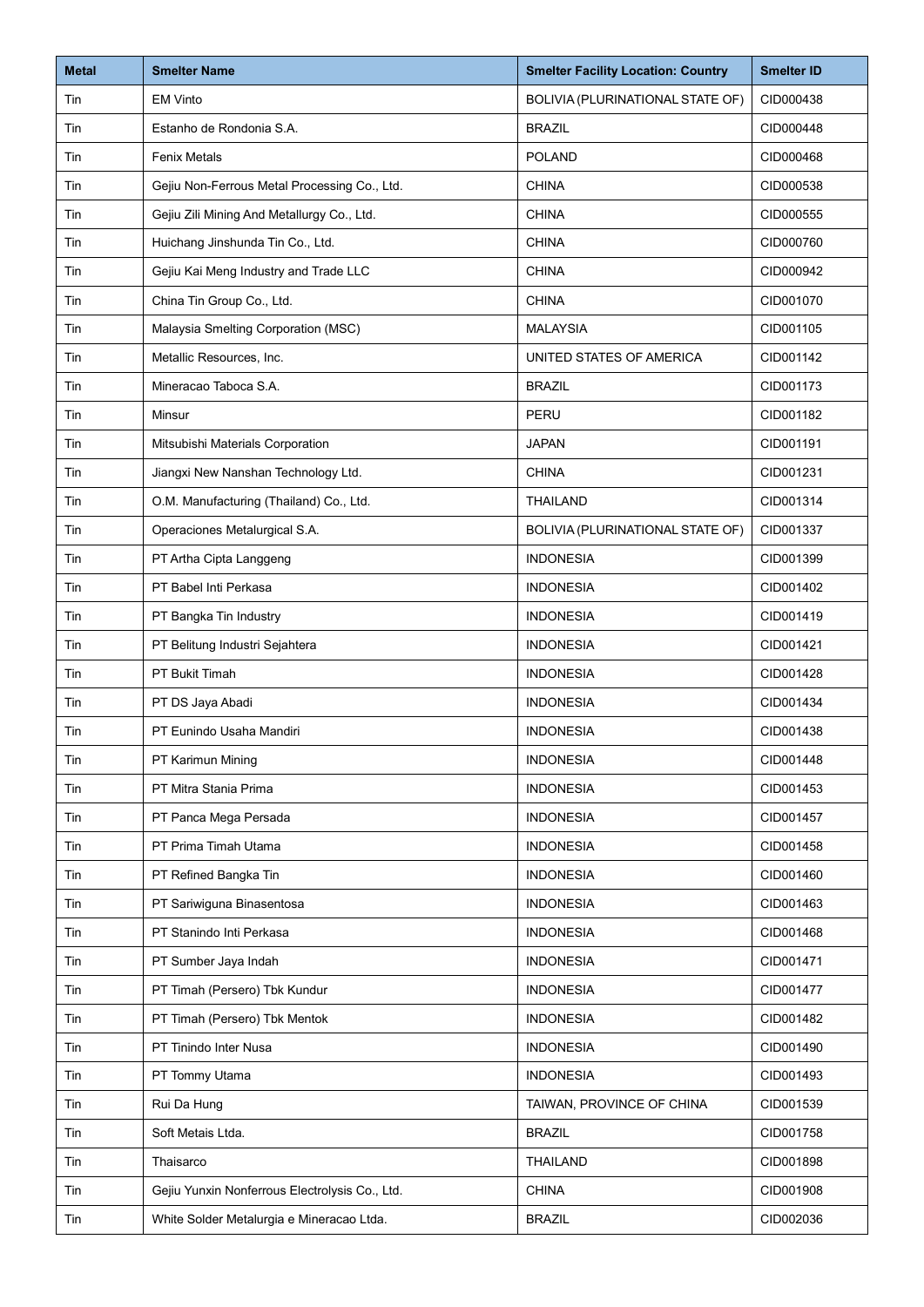| Metal | Smelter Name | Smelter Facility Location: Country | Smelter ID |
| --- | --- | --- | --- |
| Tin | EM Vinto | BOLIVIA (PLURINATIONAL STATE OF) | CID000438 |
| Tin | Estanho de Rondonia S.A. | BRAZIL | CID000448 |
| Tin | Fenix Metals | POLAND | CID000468 |
| Tin | Gejiu Non-Ferrous Metal Processing Co., Ltd. | CHINA | CID000538 |
| Tin | Gejiu Zili Mining And Metallurgy Co., Ltd. | CHINA | CID000555 |
| Tin | Huichang Jinshunda Tin Co., Ltd. | CHINA | CID000760 |
| Tin | Gejiu Kai Meng Industry and Trade LLC | CHINA | CID000942 |
| Tin | China Tin Group Co., Ltd. | CHINA | CID001070 |
| Tin | Malaysia Smelting Corporation (MSC) | MALAYSIA | CID001105 |
| Tin | Metallic Resources, Inc. | UNITED STATES OF AMERICA | CID001142 |
| Tin | Mineracao Taboca S.A. | BRAZIL | CID001173 |
| Tin | Minsur | PERU | CID001182 |
| Tin | Mitsubishi Materials Corporation | JAPAN | CID001191 |
| Tin | Jiangxi New Nanshan Technology Ltd. | CHINA | CID001231 |
| Tin | O.M. Manufacturing (Thailand) Co., Ltd. | THAILAND | CID001314 |
| Tin | Operaciones Metalurgical S.A. | BOLIVIA (PLURINATIONAL STATE OF) | CID001337 |
| Tin | PT Artha Cipta Langgeng | INDONESIA | CID001399 |
| Tin | PT Babel Inti Perkasa | INDONESIA | CID001402 |
| Tin | PT Bangka Tin Industry | INDONESIA | CID001419 |
| Tin | PT Belitung Industri Sejahtera | INDONESIA | CID001421 |
| Tin | PT Bukit Timah | INDONESIA | CID001428 |
| Tin | PT DS Jaya Abadi | INDONESIA | CID001434 |
| Tin | PT Eunindo Usaha Mandiri | INDONESIA | CID001438 |
| Tin | PT Karimun Mining | INDONESIA | CID001448 |
| Tin | PT Mitra Stania Prima | INDONESIA | CID001453 |
| Tin | PT Panca Mega Persada | INDONESIA | CID001457 |
| Tin | PT Prima Timah Utama | INDONESIA | CID001458 |
| Tin | PT Refined Bangka Tin | INDONESIA | CID001460 |
| Tin | PT Sariwiguna Binasentosa | INDONESIA | CID001463 |
| Tin | PT Stanindo Inti Perkasa | INDONESIA | CID001468 |
| Tin | PT Sumber Jaya Indah | INDONESIA | CID001471 |
| Tin | PT Timah (Persero) Tbk Kundur | INDONESIA | CID001477 |
| Tin | PT Timah (Persero) Tbk Mentok | INDONESIA | CID001482 |
| Tin | PT Tinindo Inter Nusa | INDONESIA | CID001490 |
| Tin | PT Tommy Utama | INDONESIA | CID001493 |
| Tin | Rui Da Hung | TAIWAN, PROVINCE OF CHINA | CID001539 |
| Tin | Soft Metais Ltda. | BRAZIL | CID001758 |
| Tin | Thaisarco | THAILAND | CID001898 |
| Tin | Gejiu Yunxin Nonferrous Electrolysis Co., Ltd. | CHINA | CID001908 |
| Tin | White Solder Metalurgia e Mineracao Ltda. | BRAZIL | CID002036 |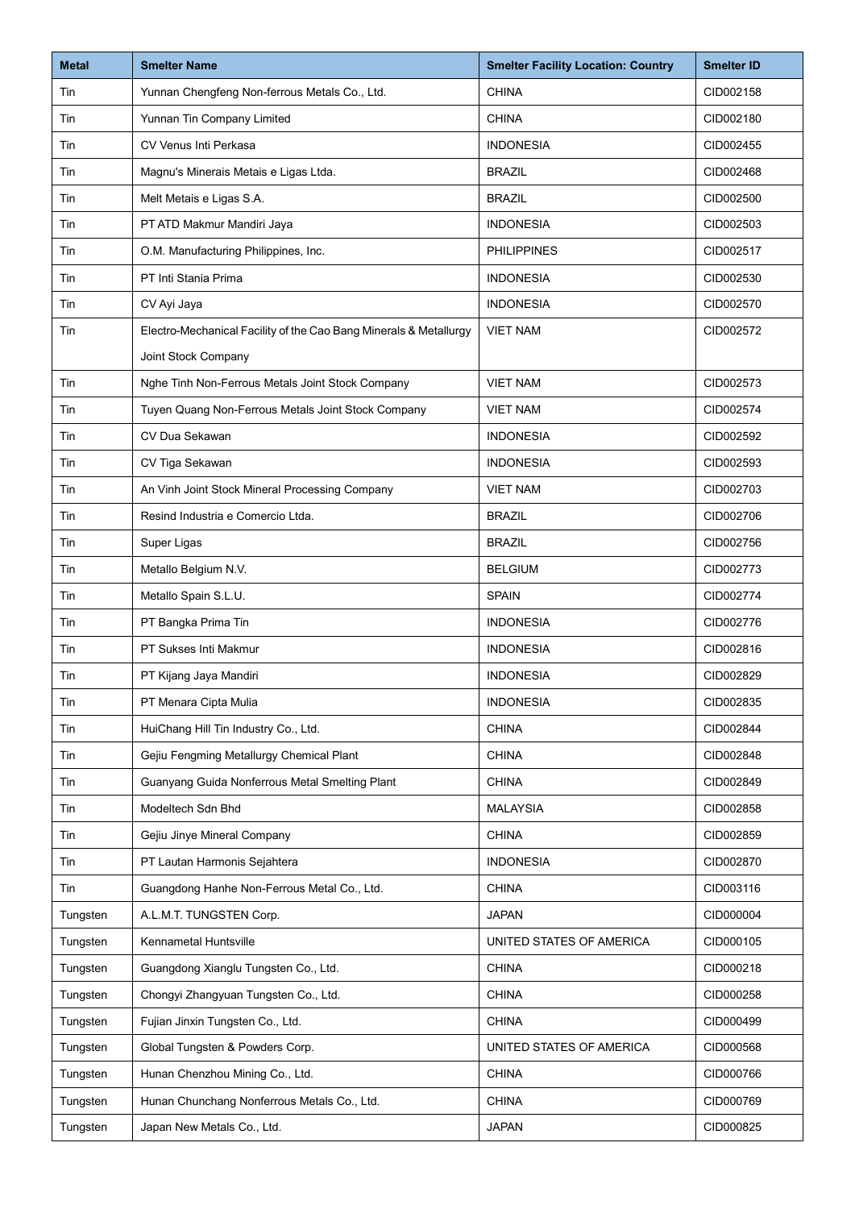| Metal | Smelter Name | Smelter Facility Location: Country | Smelter ID |
|---|---|---|---|
| Tin | Yunnan Chengfeng Non-ferrous Metals Co., Ltd. | CHINA | CID002158 |
| Tin | Yunnan Tin Company Limited | CHINA | CID002180 |
| Tin | CV Venus Inti Perkasa | INDONESIA | CID002455 |
| Tin | Magnu's Minerais Metais e Ligas Ltda. | BRAZIL | CID002468 |
| Tin | Melt Metais e Ligas S.A. | BRAZIL | CID002500 |
| Tin | PT ATD Makmur Mandiri Jaya | INDONESIA | CID002503 |
| Tin | O.M. Manufacturing Philippines, Inc. | PHILIPPINES | CID002517 |
| Tin | PT Inti Stania Prima | INDONESIA | CID002530 |
| Tin | CV Ayi Jaya | INDONESIA | CID002570 |
| Tin | Electro-Mechanical Facility of the Cao Bang Minerals & Metallurgy Joint Stock Company | VIET NAM | CID002572 |
| Tin | Nghe Tinh Non-Ferrous Metals Joint Stock Company | VIET NAM | CID002573 |
| Tin | Tuyen Quang Non-Ferrous Metals Joint Stock Company | VIET NAM | CID002574 |
| Tin | CV Dua Sekawan | INDONESIA | CID002592 |
| Tin | CV Tiga Sekawan | INDONESIA | CID002593 |
| Tin | An Vinh Joint Stock Mineral Processing Company | VIET NAM | CID002703 |
| Tin | Resind Industria e Comercio Ltda. | BRAZIL | CID002706 |
| Tin | Super Ligas | BRAZIL | CID002756 |
| Tin | Metallo Belgium N.V. | BELGIUM | CID002773 |
| Tin | Metallo Spain S.L.U. | SPAIN | CID002774 |
| Tin | PT Bangka Prima Tin | INDONESIA | CID002776 |
| Tin | PT Sukses Inti Makmur | INDONESIA | CID002816 |
| Tin | PT Kijang Jaya Mandiri | INDONESIA | CID002829 |
| Tin | PT Menara Cipta Mulia | INDONESIA | CID002835 |
| Tin | HuiChang Hill Tin Industry Co., Ltd. | CHINA | CID002844 |
| Tin | Gejiu Fengming Metallurgy Chemical Plant | CHINA | CID002848 |
| Tin | Guanyang Guida Nonferrous Metal Smelting Plant | CHINA | CID002849 |
| Tin | Modeltech Sdn Bhd | MALAYSIA | CID002858 |
| Tin | Gejiu Jinye Mineral Company | CHINA | CID002859 |
| Tin | PT Lautan Harmonis Sejahtera | INDONESIA | CID002870 |
| Tin | Guangdong Hanhe Non-Ferrous Metal Co., Ltd. | CHINA | CID003116 |
| Tungsten | A.L.M.T. TUNGSTEN Corp. | JAPAN | CID000004 |
| Tungsten | Kennametal Huntsville | UNITED STATES OF AMERICA | CID000105 |
| Tungsten | Guangdong Xianglu Tungsten Co., Ltd. | CHINA | CID000218 |
| Tungsten | Chongyi Zhangyuan Tungsten Co., Ltd. | CHINA | CID000258 |
| Tungsten | Fujian Jinxin Tungsten Co., Ltd. | CHINA | CID000499 |
| Tungsten | Global Tungsten & Powders Corp. | UNITED STATES OF AMERICA | CID000568 |
| Tungsten | Hunan Chenzhou Mining Co., Ltd. | CHINA | CID000766 |
| Tungsten | Hunan Chunchang Nonferrous Metals Co., Ltd. | CHINA | CID000769 |
| Tungsten | Japan New Metals Co., Ltd. | JAPAN | CID000825 |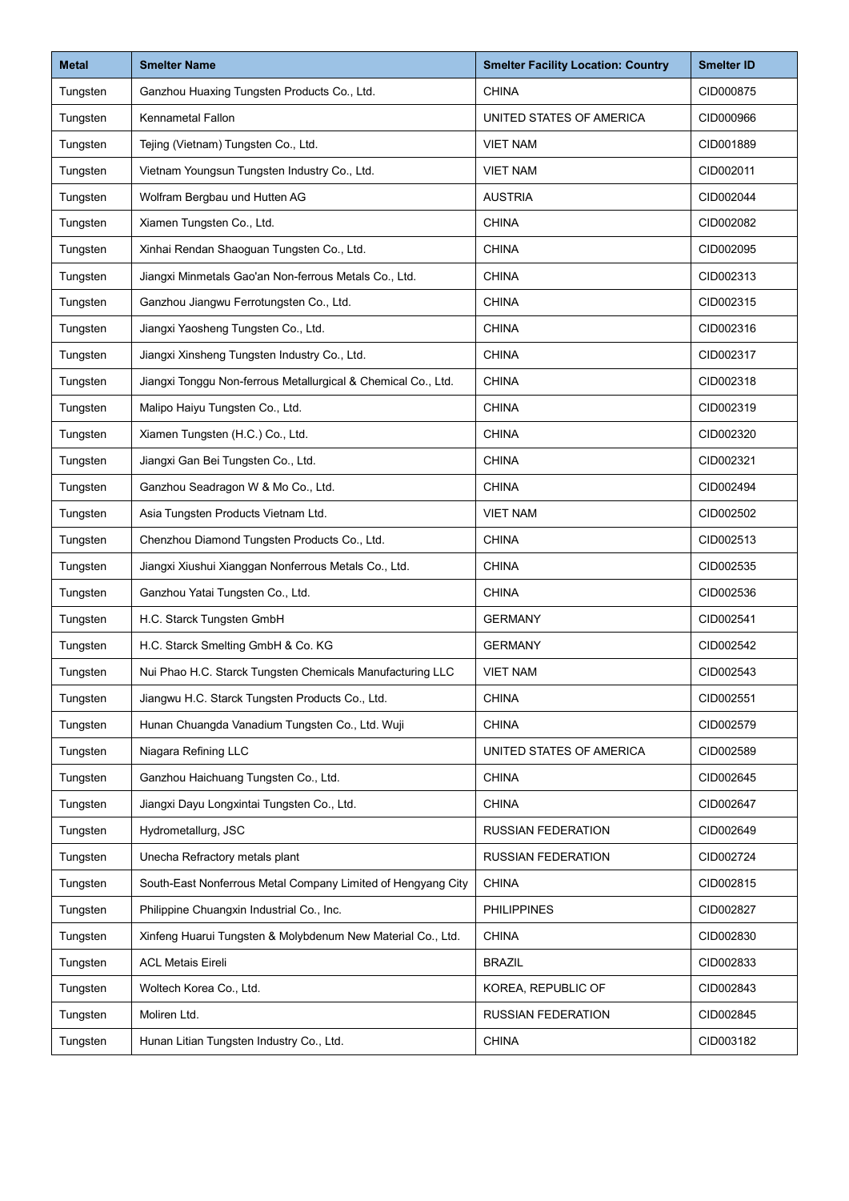| Metal | Smelter Name | Smelter Facility Location: Country | Smelter ID |
|---|---|---|---|
| Tungsten | Ganzhou Huaxing Tungsten Products Co., Ltd. | CHINA | CID000875 |
| Tungsten | Kennametal Fallon | UNITED STATES OF AMERICA | CID000966 |
| Tungsten | Tejing (Vietnam) Tungsten Co., Ltd. | VIET NAM | CID001889 |
| Tungsten | Vietnam Youngsun Tungsten Industry Co., Ltd. | VIET NAM | CID002011 |
| Tungsten | Wolfram Bergbau und Hutten AG | AUSTRIA | CID002044 |
| Tungsten | Xiamen Tungsten Co., Ltd. | CHINA | CID002082 |
| Tungsten | Xinhai Rendan Shaoguan Tungsten Co., Ltd. | CHINA | CID002095 |
| Tungsten | Jiangxi Minmetals Gao'an Non-ferrous Metals Co., Ltd. | CHINA | CID002313 |
| Tungsten | Ganzhou Jiangwu Ferrotungsten Co., Ltd. | CHINA | CID002315 |
| Tungsten | Jiangxi Yaosheng Tungsten Co., Ltd. | CHINA | CID002316 |
| Tungsten | Jiangxi Xinsheng Tungsten Industry Co., Ltd. | CHINA | CID002317 |
| Tungsten | Jiangxi Tonggu Non-ferrous Metallurgical & Chemical Co., Ltd. | CHINA | CID002318 |
| Tungsten | Malipo Haiyu Tungsten Co., Ltd. | CHINA | CID002319 |
| Tungsten | Xiamen Tungsten (H.C.) Co., Ltd. | CHINA | CID002320 |
| Tungsten | Jiangxi Gan Bei Tungsten Co., Ltd. | CHINA | CID002321 |
| Tungsten | Ganzhou Seadragon W & Mo Co., Ltd. | CHINA | CID002494 |
| Tungsten | Asia Tungsten Products Vietnam Ltd. | VIET NAM | CID002502 |
| Tungsten | Chenzhou Diamond Tungsten Products Co., Ltd. | CHINA | CID002513 |
| Tungsten | Jiangxi Xiushui Xianggan Nonferrous Metals Co., Ltd. | CHINA | CID002535 |
| Tungsten | Ganzhou Yatai Tungsten Co., Ltd. | CHINA | CID002536 |
| Tungsten | H.C. Starck Tungsten GmbH | GERMANY | CID002541 |
| Tungsten | H.C. Starck Smelting GmbH & Co. KG | GERMANY | CID002542 |
| Tungsten | Nui Phao H.C. Starck Tungsten Chemicals Manufacturing LLC | VIET NAM | CID002543 |
| Tungsten | Jiangwu H.C. Starck Tungsten Products Co., Ltd. | CHINA | CID002551 |
| Tungsten | Hunan Chuangda Vanadium Tungsten Co., Ltd. Wuji | CHINA | CID002579 |
| Tungsten | Niagara Refining LLC | UNITED STATES OF AMERICA | CID002589 |
| Tungsten | Ganzhou Haichuang Tungsten Co., Ltd. | CHINA | CID002645 |
| Tungsten | Jiangxi Dayu Longxintai Tungsten Co., Ltd. | CHINA | CID002647 |
| Tungsten | Hydrometallurg, JSC | RUSSIAN FEDERATION | CID002649 |
| Tungsten | Unecha Refractory metals plant | RUSSIAN FEDERATION | CID002724 |
| Tungsten | South-East Nonferrous Metal Company Limited of Hengyang City | CHINA | CID002815 |
| Tungsten | Philippine Chuangxin Industrial Co., Inc. | PHILIPPINES | CID002827 |
| Tungsten | Xinfeng Huarui Tungsten & Molybdenum New Material Co., Ltd. | CHINA | CID002830 |
| Tungsten | ACL Metais Eireli | BRAZIL | CID002833 |
| Tungsten | Woltech Korea Co., Ltd. | KOREA, REPUBLIC OF | CID002843 |
| Tungsten | Moliren Ltd. | RUSSIAN FEDERATION | CID002845 |
| Tungsten | Hunan Litian Tungsten Industry Co., Ltd. | CHINA | CID003182 |